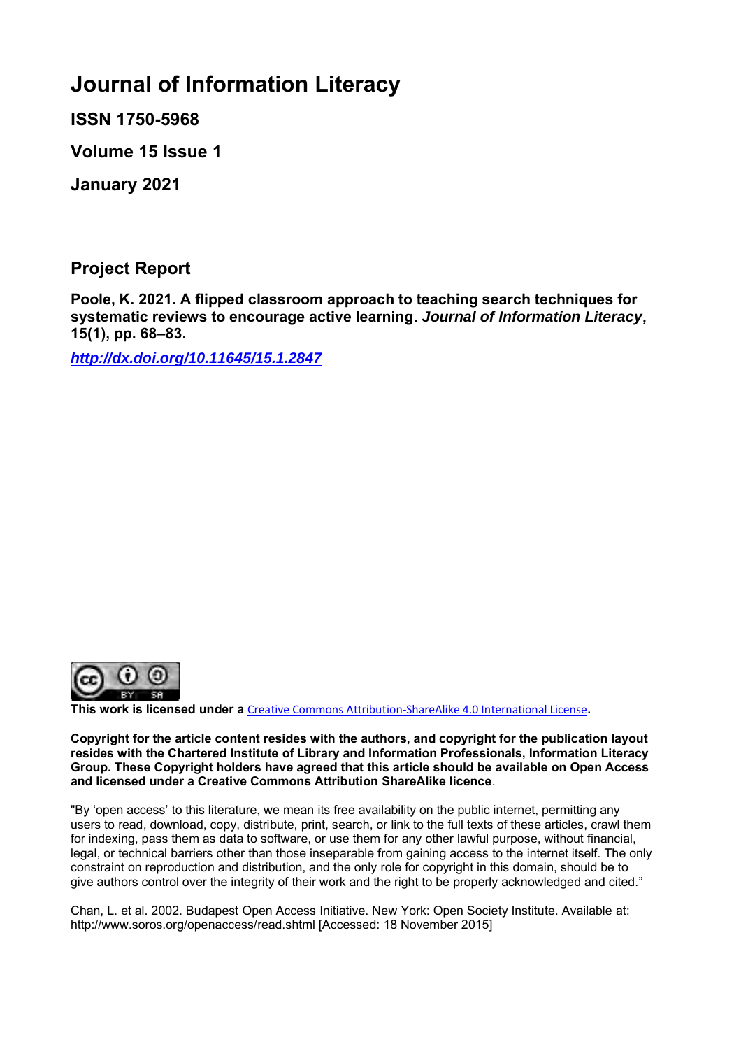# Journal of Information Literacy

**ISSN 1750-5968**

**Volume 15 Issue 1**

**January 2021**

## Project Report

**Poole, K. 2021. A flipped classroom approach to teaching search techniques for systematic reviews to encourage active learning. *Journal of Information Literacy*, 15(1), pp. 68–83.**

***http://dx.doi.org/10.11645/15.1.2847***

**This work is licensed under a** [Creative Commons Attribution-ShareAlike 4.0 International License](http://creativecommons.org/licenses/by-sa/4.0/)**.**

**Copyright for the article content resides with the authors, and copyright for the publication layout resides with the Chartered Institute of Library and Information Professionals, Information Literacy Group. These Copyright holders have agreed that this article should be available on Open Access and licensed under a Creative Commons Attribution ShareAlike licence**.

"By 'open access' to this literature, we mean its free availability on the public internet, permitting any users to read, download, copy, distribute, print, search, or link to the full texts of these articles, crawl them for indexing, pass them as data to software, or use them for any other lawful purpose, without financial, legal, or technical barriers other than those inseparable from gaining access to the internet itself. The only constraint on reproduction and distribution, and the only role for copyright in this domain, should be to give authors control over the integrity of their work and the right to be properly acknowledged and cited."

Chan, L. et al. 2002. Budapest Open Access Initiative. New York: Open Society Institute. Available at: http://www.soros.org/openaccess/read.shtml [Accessed: 18 November 2015]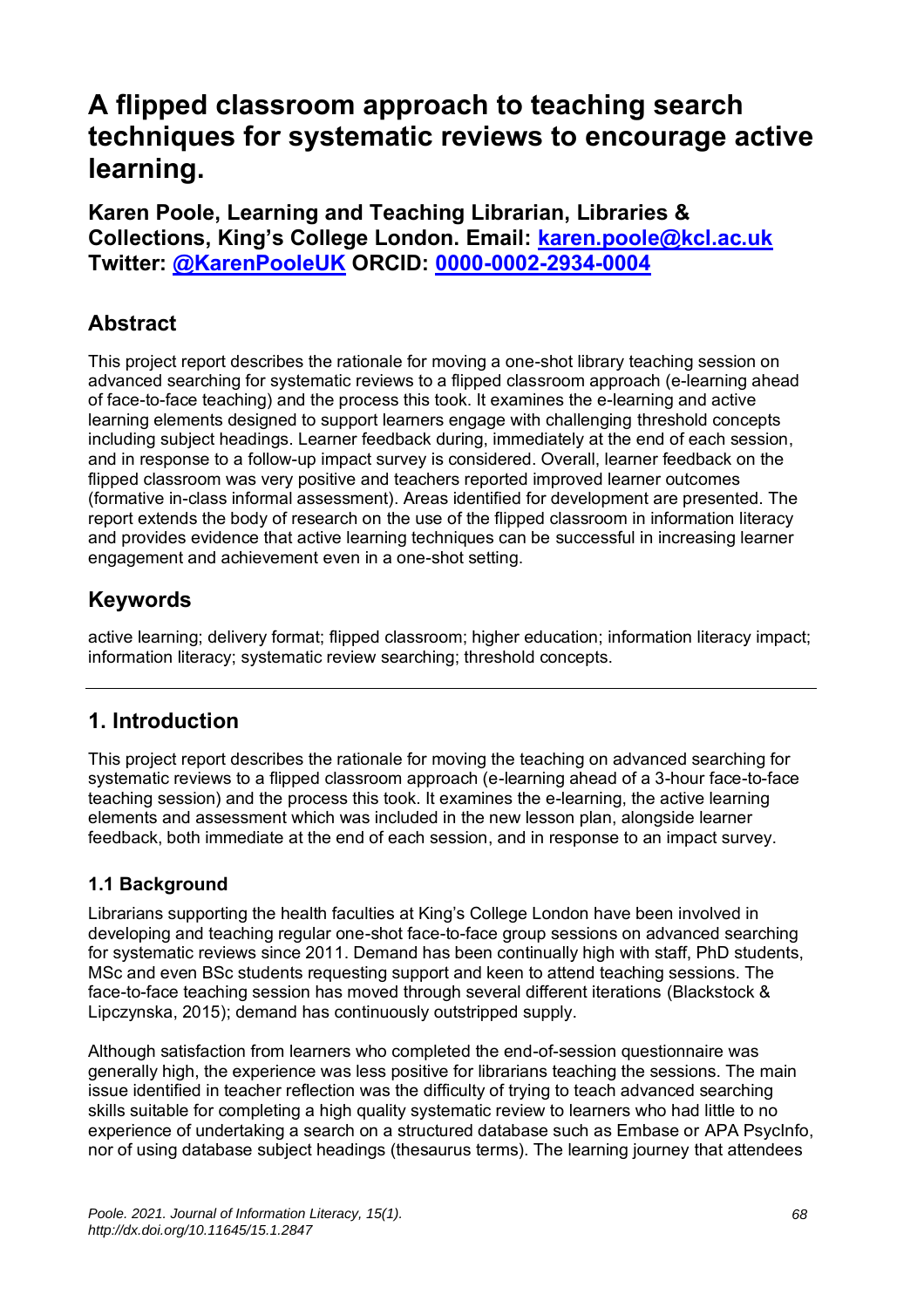# A flipped classroom approach to teaching search techniques for systematic reviews to encourage active learning.

**Karen Poole, Learning and Teaching Librarian, Libraries & Collections, King's College London. Email: [karen.poole@kcl.ac.uk](mailto:karen.poole@kcl.ac.uk) Twitter: [@KarenPooleUK](https://twitter.com/KarenPooleUK) ORCID: [0000-0002-2934-0004](https://orcid.org/0000-0002-2934-0004)**

## Abstract

This project report describes the rationale for moving a one-shot library teaching session on advanced searching for systematic reviews to a flipped classroom approach (e-learning ahead of face-to-face teaching) and the process this took. It examines the e-learning and active learning elements designed to support learners engage with challenging threshold concepts including subject headings. Learner feedback during, immediately at the end of each session, and in response to a follow-up impact survey is considered. Overall, learner feedback on the flipped classroom was very positive and teachers reported improved learner outcomes (formative in-class informal assessment). Areas identified for development are presented. The report extends the body of research on the use of the flipped classroom in information literacy and provides evidence that active learning techniques can be successful in increasing learner engagement and achievement even in a one-shot setting.

## Keywords

active learning; delivery format; flipped classroom; higher education; information literacy impact; information literacy; systematic review searching; threshold concepts.

---

## 1. Introduction

This project report describes the rationale for moving the teaching on advanced searching for systematic reviews to a flipped classroom approach (e-learning ahead of a 3-hour face-to-face teaching session) and the process this took. It examines the e-learning, the active learning elements and assessment which was included in the new lesson plan, alongside learner feedback, both immediate at the end of each session, and in response to an impact survey.

### 1.1 Background

Librarians supporting the health faculties at King's College London have been involved in developing and teaching regular one-shot face-to-face group sessions on advanced searching for systematic reviews since 2011. Demand has been continually high with staff, PhD students, MSc and even BSc students requesting support and keen to attend teaching sessions. The face-to-face teaching session has moved through several different iterations (Blackstock & Lipczynska, 2015); demand has continuously outstripped supply.

Although satisfaction from learners who completed the end-of-session questionnaire was generally high, the experience was less positive for librarians teaching the sessions. The main issue identified in teacher reflection was the difficulty of trying to teach advanced searching skills suitable for completing a high quality systematic review to learners who had little to no experience of undertaking a search on a structured database such as Embase or APA PsycInfo, nor of using database subject headings (thesaurus terms). The learning journey that attendees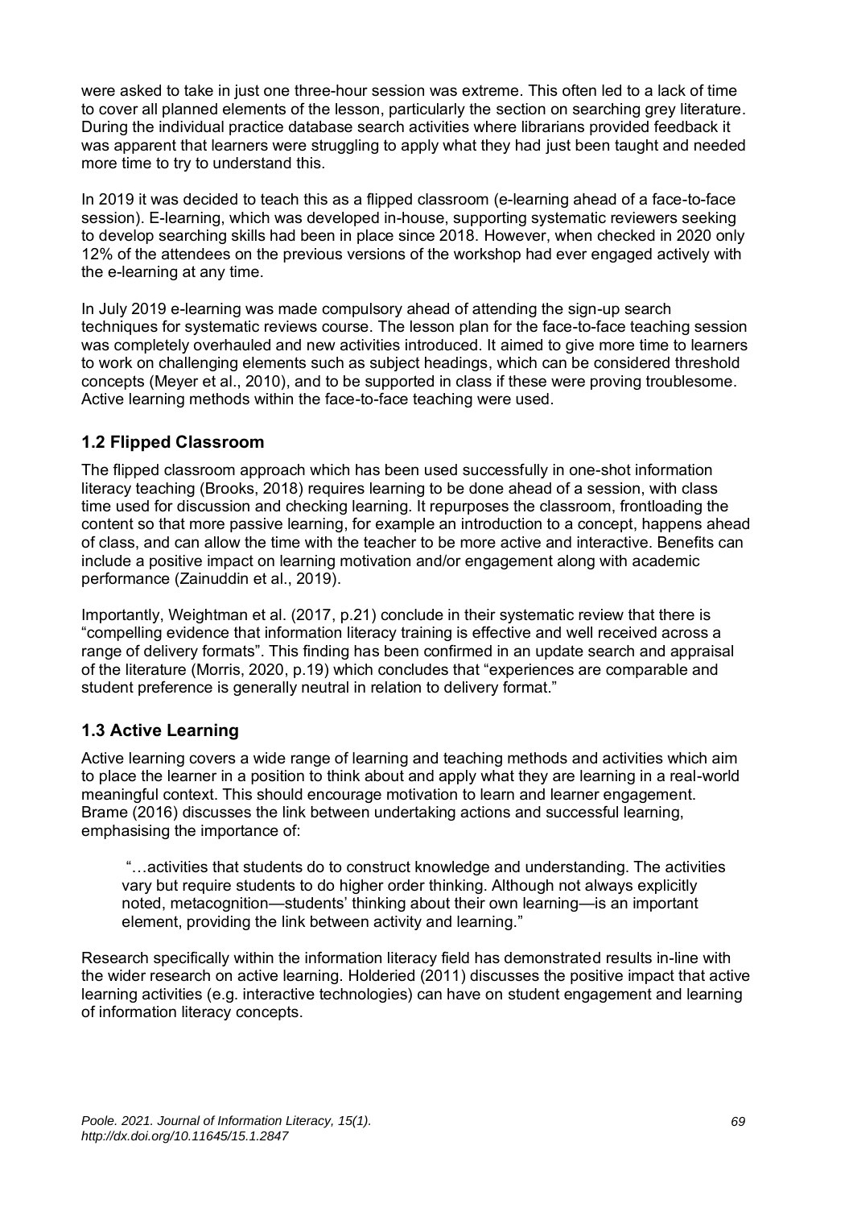were asked to take in just one three-hour session was extreme. This often led to a lack of time to cover all planned elements of the lesson, particularly the section on searching grey literature. During the individual practice database search activities where librarians provided feedback it was apparent that learners were struggling to apply what they had just been taught and needed more time to try to understand this.

In 2019 it was decided to teach this as a flipped classroom (e-learning ahead of a face-to-face session). E-learning, which was developed in-house, supporting systematic reviewers seeking to develop searching skills had been in place since 2018. However, when checked in 2020 only 12% of the attendees on the previous versions of the workshop had ever engaged actively with the e-learning at any time.

In July 2019 e-learning was made compulsory ahead of attending the sign-up search techniques for systematic reviews course. The lesson plan for the face-to-face teaching session was completely overhauled and new activities introduced. It aimed to give more time to learners to work on challenging elements such as subject headings, which can be considered threshold concepts (Meyer et al., 2010), and to be supported in class if these were proving troublesome. Active learning methods within the face-to-face teaching were used.

### 1.2 Flipped Classroom

The flipped classroom approach which has been used successfully in one-shot information literacy teaching (Brooks, 2018) requires learning to be done ahead of a session, with class time used for discussion and checking learning. It repurposes the classroom, frontloading the content so that more passive learning, for example an introduction to a concept, happens ahead of class, and can allow the time with the teacher to be more active and interactive. Benefits can include a positive impact on learning motivation and/or engagement along with academic performance (Zainuddin et al., 2019).

Importantly, Weightman et al. (2017, p.21) conclude in their systematic review that there is "compelling evidence that information literacy training is effective and well received across a range of delivery formats". This finding has been confirmed in an update search and appraisal of the literature (Morris, 2020, p.19) which concludes that "experiences are comparable and student preference is generally neutral in relation to delivery format."

### 1.3 Active Learning

Active learning covers a wide range of learning and teaching methods and activities which aim to place the learner in a position to think about and apply what they are learning in a real-world meaningful context. This should encourage motivation to learn and learner engagement. Brame (2016) discusses the link between undertaking actions and successful learning, emphasising the importance of:

> "…activities that students do to construct knowledge and understanding. The activities vary but require students to do higher order thinking. Although not always explicitly noted, metacognition—students' thinking about their own learning—is an important element, providing the link between activity and learning."

Research specifically within the information literacy field has demonstrated results in-line with the wider research on active learning. Holderied (2011) discusses the positive impact that active learning activities (e.g. interactive technologies) can have on student engagement and learning of information literacy concepts.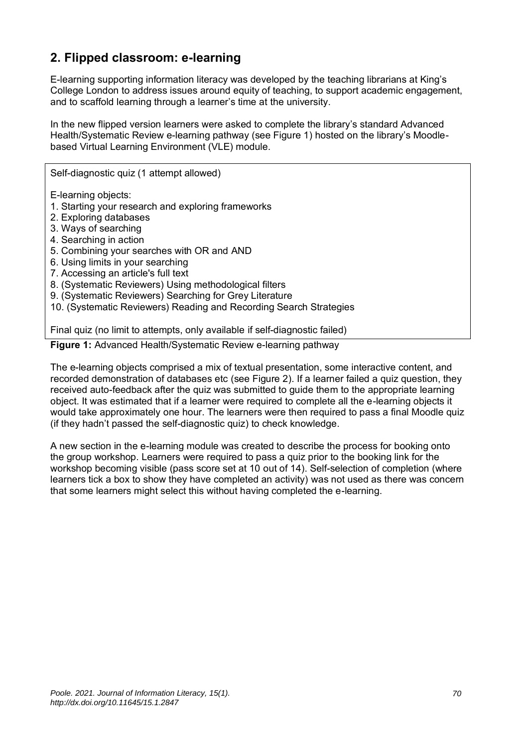## 2. Flipped classroom: e-learning

E-learning supporting information literacy was developed by the teaching librarians at King's College London to address issues around equity of teaching, to support academic engagement, and to scaffold learning through a learner's time at the university.

In the new flipped version learners were asked to complete the library's standard Advanced Health/Systematic Review e-learning pathway (see Figure 1) hosted on the library's Moodle-based Virtual Learning Environment (VLE) module.

> Self-diagnostic quiz (1 attempt allowed)
>
> E-learning objects:
> 1. Starting your research and exploring frameworks
> 2. Exploring databases
> 3. Ways of searching
> 4. Searching in action
> 5. Combining your searches with OR and AND
> 6. Using limits in your searching
> 7. Accessing an article's full text
> 8. (Systematic Reviewers) Using methodological filters
> 9. (Systematic Reviewers) Searching for Grey Literature
> 10. (Systematic Reviewers) Reading and Recording Search Strategies
>
> Final quiz (no limit to attempts, only available if self-diagnostic failed)

**Figure 1:** Advanced Health/Systematic Review e-learning pathway

The e-learning objects comprised a mix of textual presentation, some interactive content, and recorded demonstration of databases etc (see Figure 2). If a learner failed a quiz question, they received auto-feedback after the quiz was submitted to guide them to the appropriate learning object. It was estimated that if a learner were required to complete all the e-learning objects it would take approximately one hour. The learners were then required to pass a final Moodle quiz (if they hadn't passed the self-diagnostic quiz) to check knowledge.

A new section in the e-learning module was created to describe the process for booking onto the group workshop. Learners were required to pass a quiz prior to the booking link for the workshop becoming visible (pass score set at 10 out of 14). Self-selection of completion (where learners tick a box to show they have completed an activity) was not used as there was concern that some learners might select this without having completed the e-learning.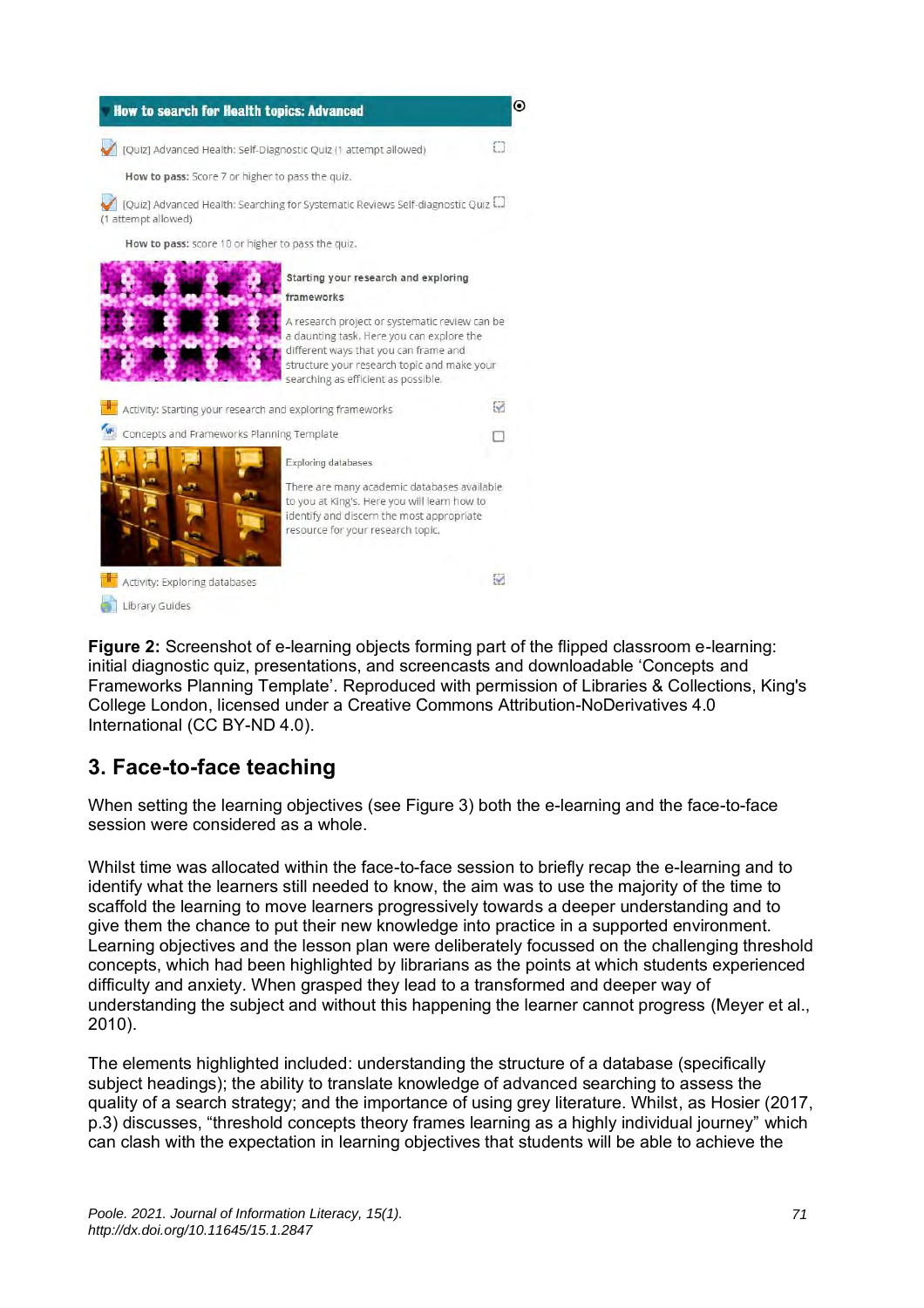**Figure 2:** Screenshot of e-learning objects forming part of the flipped classroom e-learning: initial diagnostic quiz, presentations, and screencasts and downloadable 'Concepts and Frameworks Planning Template'. Reproduced with permission of Libraries & Collections, King's College London, licensed under a Creative Commons Attribution-NoDerivatives 4.0 International (CC BY-ND 4.0).

## 3. Face-to-face teaching

When setting the learning objectives (see Figure 3) both the e-learning and the face-to-face session were considered as a whole.

Whilst time was allocated within the face-to-face session to briefly recap the e-learning and to identify what the learners still needed to know, the aim was to use the majority of the time to scaffold the learning to move learners progressively towards a deeper understanding and to give them the chance to put their new knowledge into practice in a supported environment. Learning objectives and the lesson plan were deliberately focussed on the challenging threshold concepts, which had been highlighted by librarians as the points at which students experienced difficulty and anxiety. When grasped they lead to a transformed and deeper way of understanding the subject and without this happening the learner cannot progress (Meyer et al., 2010).

The elements highlighted included: understanding the structure of a database (specifically subject headings); the ability to translate knowledge of advanced searching to assess the quality of a search strategy; and the importance of using grey literature. Whilst, as Hosier (2017, p.3) discusses, "threshold concepts theory frames learning as a highly individual journey" which can clash with the expectation in learning objectives that students will be able to achieve the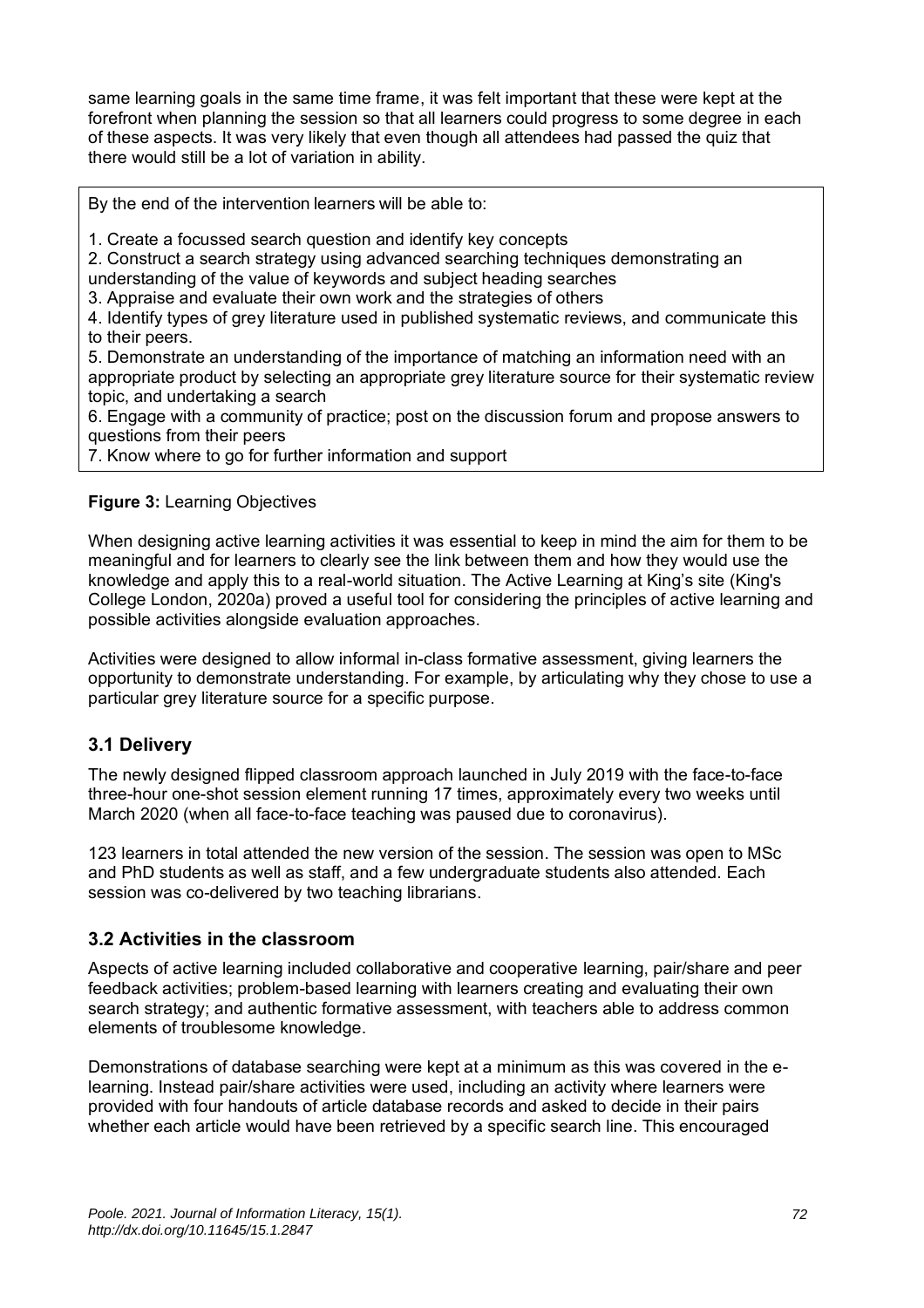same learning goals in the same time frame, it was felt important that these were kept at the forefront when planning the session so that all learners could progress to some degree in each of these aspects. It was very likely that even though all attendees had passed the quiz that there would still be a lot of variation in ability.

By the end of the intervention learners will be able to:

1. Create a focussed search question and identify key concepts
2. Construct a search strategy using advanced searching techniques demonstrating an understanding of the value of keywords and subject heading searches
3. Appraise and evaluate their own work and the strategies of others
4. Identify types of grey literature used in published systematic reviews, and communicate this to their peers.
5. Demonstrate an understanding of the importance of matching an information need with an appropriate product by selecting an appropriate grey literature source for their systematic review topic, and undertaking a search
6. Engage with a community of practice; post on the discussion forum and propose answers to questions from their peers
7. Know where to go for further information and support

**Figure 3:** Learning Objectives

When designing active learning activities it was essential to keep in mind the aim for them to be meaningful and for learners to clearly see the link between them and how they would use the knowledge and apply this to a real-world situation. The Active Learning at King's site (King's College London, 2020a) proved a useful tool for considering the principles of active learning and possible activities alongside evaluation approaches.

Activities were designed to allow informal in-class formative assessment, giving learners the opportunity to demonstrate understanding. For example, by articulating why they chose to use a particular grey literature source for a specific purpose.

### 3.1 Delivery

The newly designed flipped classroom approach launched in July 2019 with the face-to-face three-hour one-shot session element running 17 times, approximately every two weeks until March 2020 (when all face-to-face teaching was paused due to coronavirus).

123 learners in total attended the new version of the session. The session was open to MSc and PhD students as well as staff, and a few undergraduate students also attended. Each session was co-delivered by two teaching librarians.

### 3.2 Activities in the classroom

Aspects of active learning included collaborative and cooperative learning, pair/share and peer feedback activities; problem-based learning with learners creating and evaluating their own search strategy; and authentic formative assessment, with teachers able to address common elements of troublesome knowledge.

Demonstrations of database searching were kept at a minimum as this was covered in the e-learning. Instead pair/share activities were used, including an activity where learners were provided with four handouts of article database records and asked to decide in their pairs whether each article would have been retrieved by a specific search line. This encouraged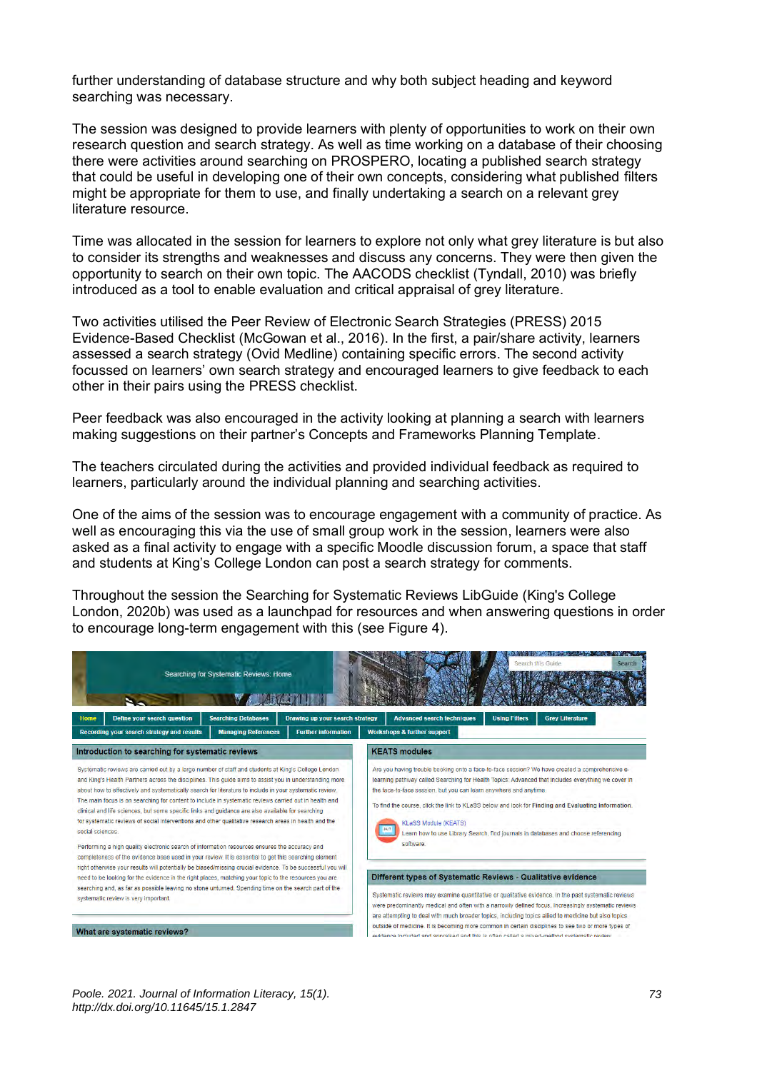further understanding of database structure and why both subject heading and keyword searching was necessary.

The session was designed to provide learners with plenty of opportunities to work on their own research question and search strategy. As well as time working on a database of their choosing there were activities around searching on PROSPERO, locating a published search strategy that could be useful in developing one of their own concepts, considering what published filters might be appropriate for them to use, and finally undertaking a search on a relevant grey literature resource.

Time was allocated in the session for learners to explore not only what grey literature is but also to consider its strengths and weaknesses and discuss any concerns. They were then given the opportunity to search on their own topic. The AACODS checklist (Tyndall, 2010) was briefly introduced as a tool to enable evaluation and critical appraisal of grey literature.

Two activities utilised the Peer Review of Electronic Search Strategies (PRESS) 2015 Evidence-Based Checklist (McGowan et al., 2016). In the first, a pair/share activity, learners assessed a search strategy (Ovid Medline) containing specific errors. The second activity focussed on learners' own search strategy and encouraged learners to give feedback to each other in their pairs using the PRESS checklist.

Peer feedback was also encouraged in the activity looking at planning a search with learners making suggestions on their partner's Concepts and Frameworks Planning Template.

The teachers circulated during the activities and provided individual feedback as required to learners, particularly around the individual planning and searching activities.

One of the aims of the session was to encourage engagement with a community of practice. As well as encouraging this via the use of small group work in the session, learners were also asked as a final activity to engage with a specific Moodle discussion forum, a space that staff and students at King's College London can post a search strategy for comments.

Throughout the session the Searching for Systematic Reviews LibGuide (King's College London, 2020b) was used as a launchpad for resources and when answering questions in order to encourage long-term engagement with this (see Figure 4).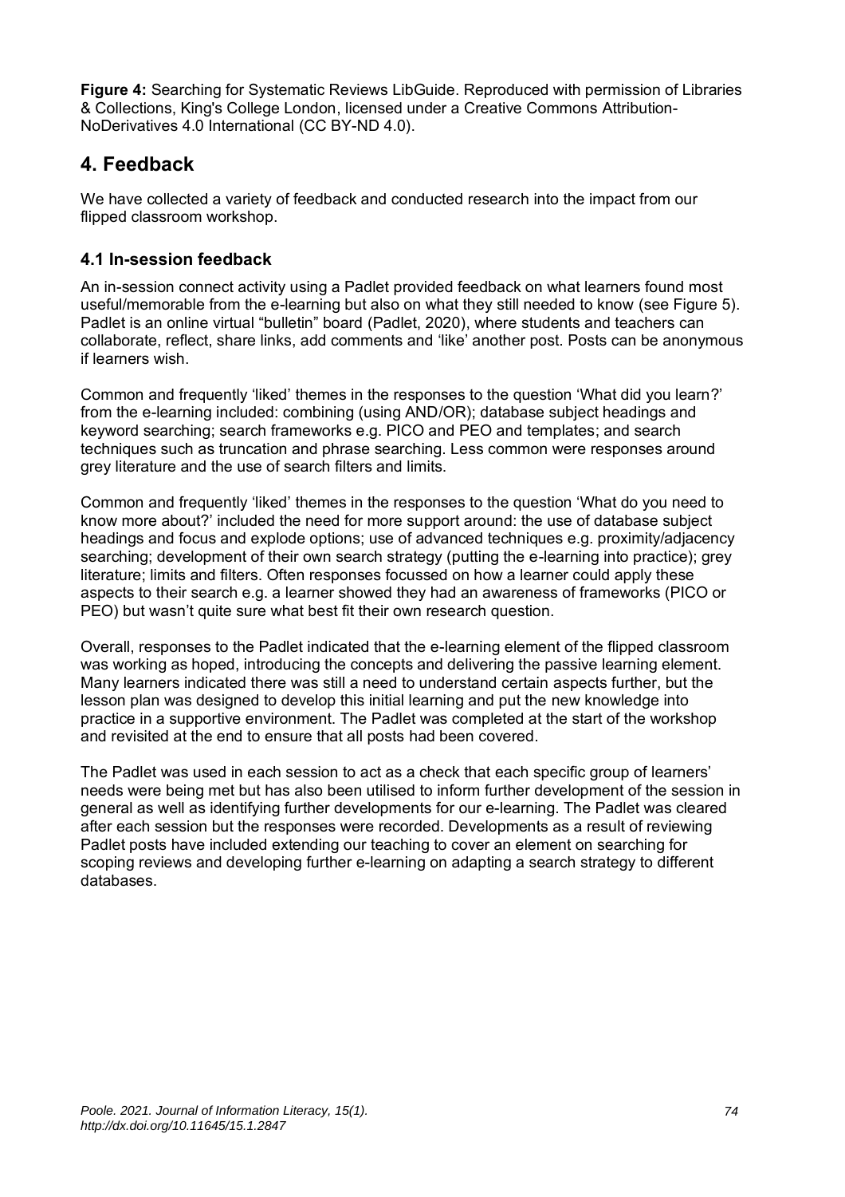**Figure 4:** Searching for Systematic Reviews LibGuide. Reproduced with permission of Libraries & Collections, King's College London, licensed under a Creative Commons Attribution-NoDerivatives 4.0 International (CC BY-ND 4.0).

## 4. Feedback

We have collected a variety of feedback and conducted research into the impact from our flipped classroom workshop.

### 4.1 In-session feedback

An in-session connect activity using a Padlet provided feedback on what learners found most useful/memorable from the e-learning but also on what they still needed to know (see Figure 5). Padlet is an online virtual "bulletin" board (Padlet, 2020), where students and teachers can collaborate, reflect, share links, add comments and 'like' another post. Posts can be anonymous if learners wish.

Common and frequently 'liked' themes in the responses to the question 'What did you learn?' from the e-learning included: combining (using AND/OR); database subject headings and keyword searching; search frameworks e.g. PICO and PEO and templates; and search techniques such as truncation and phrase searching. Less common were responses around grey literature and the use of search filters and limits.

Common and frequently 'liked' themes in the responses to the question 'What do you need to know more about?' included the need for more support around: the use of database subject headings and focus and explode options; use of advanced techniques e.g. proximity/adjacency searching; development of their own search strategy (putting the e-learning into practice); grey literature; limits and filters. Often responses focussed on how a learner could apply these aspects to their search e.g. a learner showed they had an awareness of frameworks (PICO or PEO) but wasn't quite sure what best fit their own research question.

Overall, responses to the Padlet indicated that the e-learning element of the flipped classroom was working as hoped, introducing the concepts and delivering the passive learning element. Many learners indicated there was still a need to understand certain aspects further, but the lesson plan was designed to develop this initial learning and put the new knowledge into practice in a supportive environment. The Padlet was completed at the start of the workshop and revisited at the end to ensure that all posts had been covered.

The Padlet was used in each session to act as a check that each specific group of learners' needs were being met but has also been utilised to inform further development of the session in general as well as identifying further developments for our e-learning. The Padlet was cleared after each session but the responses were recorded. Developments as a result of reviewing Padlet posts have included extending our teaching to cover an element on searching for scoping reviews and developing further e-learning on adapting a search strategy to different databases.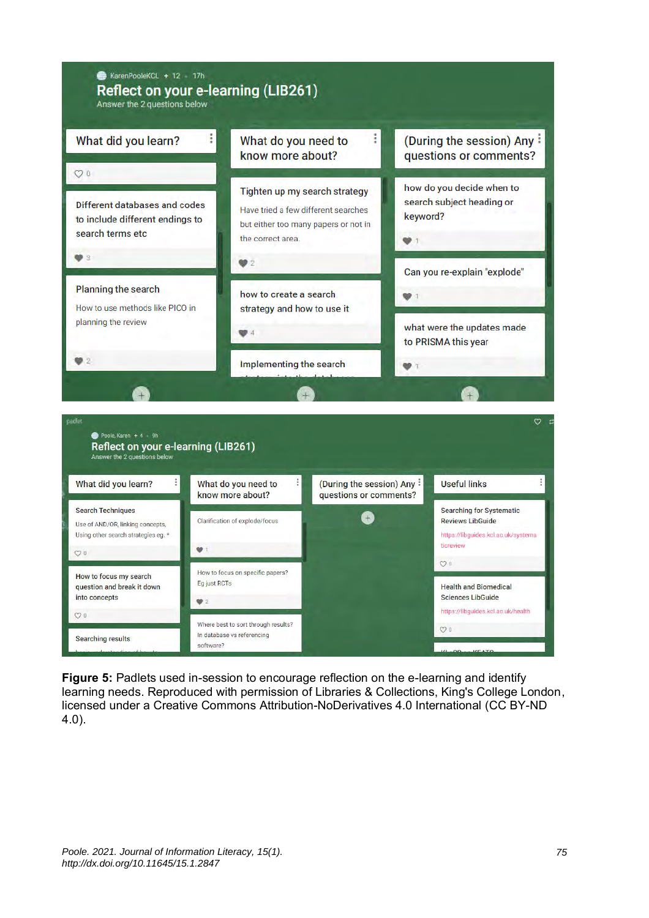**Figure 5:** Padlets used in-session to encourage reflection on the e-learning and identify learning needs. Reproduced with permission of Libraries & Collections, King's College London, licensed under a Creative Commons Attribution-NoDerivatives 4.0 International (CC BY-ND 4.0).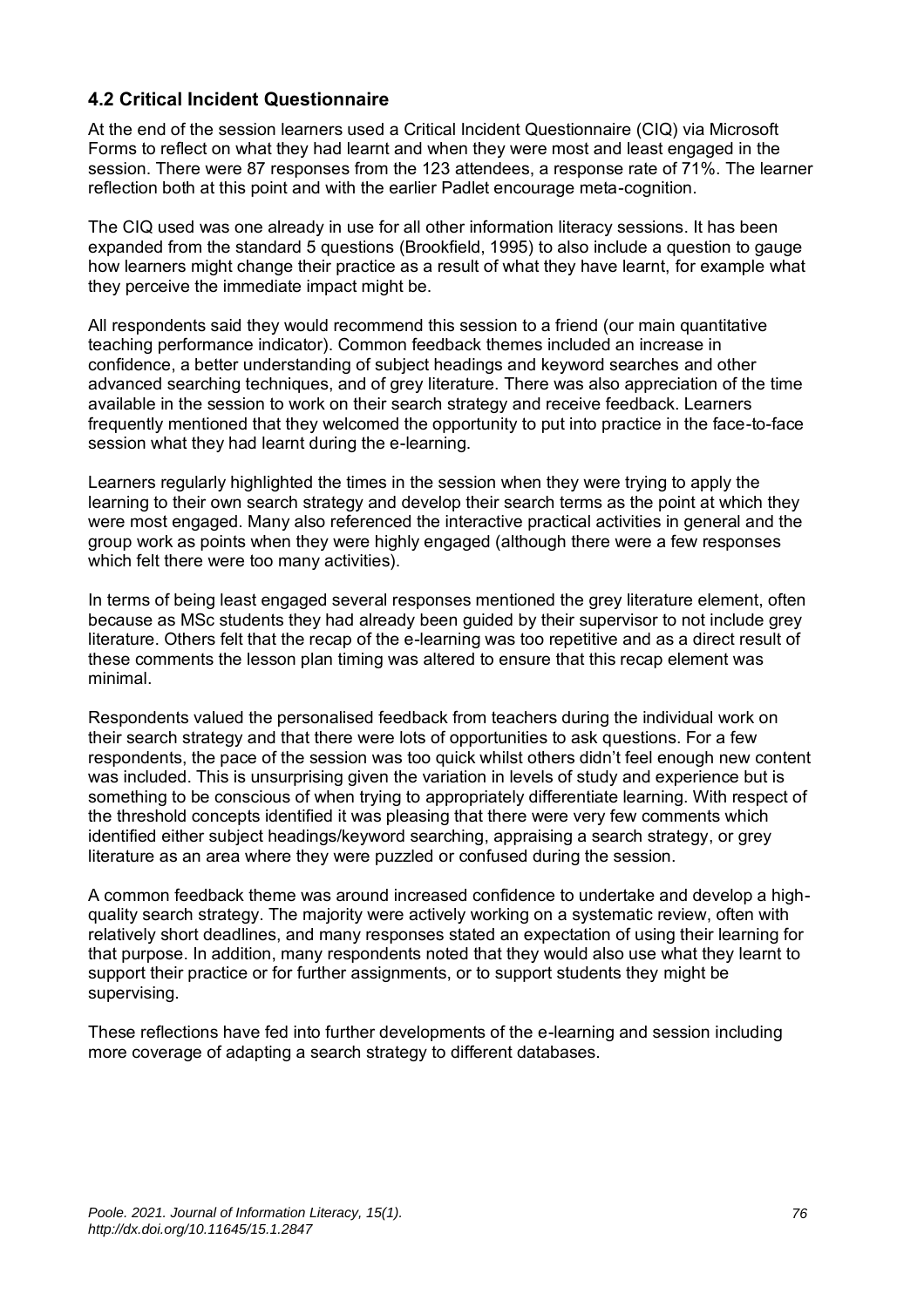### 4.2 Critical Incident Questionnaire

At the end of the session learners used a Critical Incident Questionnaire (CIQ) via Microsoft Forms to reflect on what they had learnt and when they were most and least engaged in the session. There were 87 responses from the 123 attendees, a response rate of 71%. The learner reflection both at this point and with the earlier Padlet encourage meta-cognition.

The CIQ used was one already in use for all other information literacy sessions. It has been expanded from the standard 5 questions (Brookfield, 1995) to also include a question to gauge how learners might change their practice as a result of what they have learnt, for example what they perceive the immediate impact might be.

All respondents said they would recommend this session to a friend (our main quantitative teaching performance indicator). Common feedback themes included an increase in confidence, a better understanding of subject headings and keyword searches and other advanced searching techniques, and of grey literature. There was also appreciation of the time available in the session to work on their search strategy and receive feedback. Learners frequently mentioned that they welcomed the opportunity to put into practice in the face-to-face session what they had learnt during the e-learning.

Learners regularly highlighted the times in the session when they were trying to apply the learning to their own search strategy and develop their search terms as the point at which they were most engaged. Many also referenced the interactive practical activities in general and the group work as points when they were highly engaged (although there were a few responses which felt there were too many activities).

In terms of being least engaged several responses mentioned the grey literature element, often because as MSc students they had already been guided by their supervisor to not include grey literature. Others felt that the recap of the e-learning was too repetitive and as a direct result of these comments the lesson plan timing was altered to ensure that this recap element was minimal.

Respondents valued the personalised feedback from teachers during the individual work on their search strategy and that there were lots of opportunities to ask questions. For a few respondents, the pace of the session was too quick whilst others didn't feel enough new content was included. This is unsurprising given the variation in levels of study and experience but is something to be conscious of when trying to appropriately differentiate learning. With respect of the threshold concepts identified it was pleasing that there were very few comments which identified either subject headings/keyword searching, appraising a search strategy, or grey literature as an area where they were puzzled or confused during the session.

A common feedback theme was around increased confidence to undertake and develop a high-quality search strategy. The majority were actively working on a systematic review, often with relatively short deadlines, and many responses stated an expectation of using their learning for that purpose. In addition, many respondents noted that they would also use what they learnt to support their practice or for further assignments, or to support students they might be supervising.

These reflections have fed into further developments of the e-learning and session including more coverage of adapting a search strategy to different databases.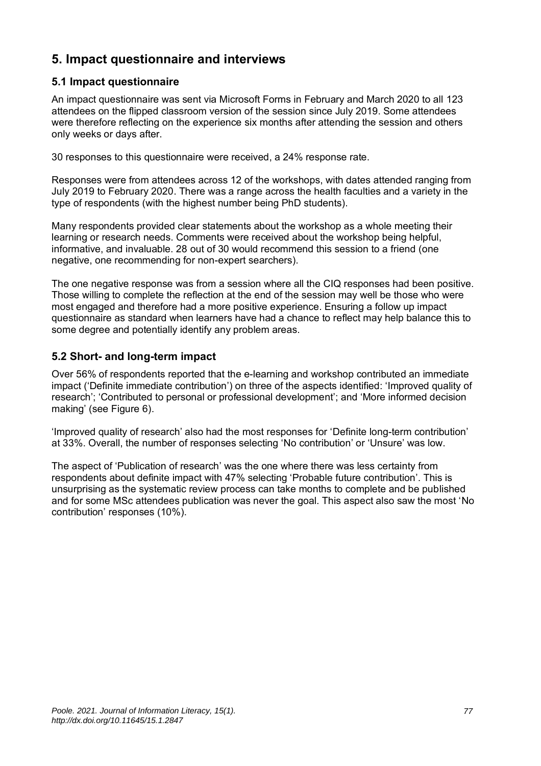## 5. Impact questionnaire and interviews

### 5.1 Impact questionnaire

An impact questionnaire was sent via Microsoft Forms in February and March 2020 to all 123 attendees on the flipped classroom version of the session since July 2019. Some attendees were therefore reflecting on the experience six months after attending the session and others only weeks or days after.

30 responses to this questionnaire were received, a 24% response rate.

Responses were from attendees across 12 of the workshops, with dates attended ranging from July 2019 to February 2020. There was a range across the health faculties and a variety in the type of respondents (with the highest number being PhD students).

Many respondents provided clear statements about the workshop as a whole meeting their learning or research needs. Comments were received about the workshop being helpful, informative, and invaluable. 28 out of 30 would recommend this session to a friend (one negative, one recommending for non-expert searchers).

The one negative response was from a session where all the CIQ responses had been positive. Those willing to complete the reflection at the end of the session may well be those who were most engaged and therefore had a more positive experience. Ensuring a follow up impact questionnaire as standard when learners have had a chance to reflect may help balance this to some degree and potentially identify any problem areas.

### 5.2 Short- and long-term impact

Over 56% of respondents reported that the e-learning and workshop contributed an immediate impact ('Definite immediate contribution') on three of the aspects identified: 'Improved quality of research'; 'Contributed to personal or professional development'; and 'More informed decision making' (see Figure 6).

'Improved quality of research' also had the most responses for 'Definite long-term contribution' at 33%. Overall, the number of responses selecting 'No contribution' or 'Unsure' was low.

The aspect of 'Publication of research' was the one where there was less certainty from respondents about definite impact with 47% selecting 'Probable future contribution'. This is unsurprising as the systematic review process can take months to complete and be published and for some MSc attendees publication was never the goal. This aspect also saw the most 'No contribution' responses (10%).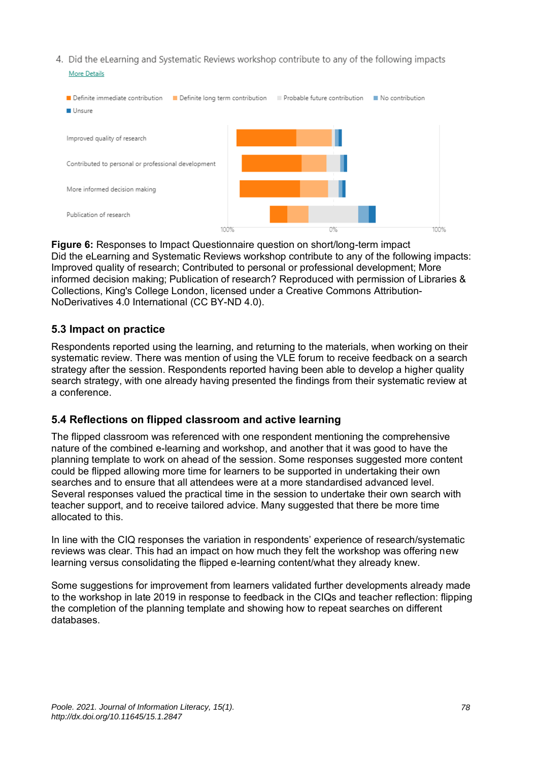**Figure 6:** Responses to Impact Questionnaire question on short/long-term impact Did the eLearning and Systematic Reviews workshop contribute to any of the following impacts: Improved quality of research; Contributed to personal or professional development; More informed decision making; Publication of research? Reproduced with permission of Libraries & Collections, King's College London, licensed under a Creative Commons Attribution-NoDerivatives 4.0 International (CC BY-ND 4.0).

### 5.3 Impact on practice

Respondents reported using the learning, and returning to the materials, when working on their systematic review. There was mention of using the VLE forum to receive feedback on a search strategy after the session. Respondents reported having been able to develop a higher quality search strategy, with one already having presented the findings from their systematic review at a conference.

### 5.4 Reflections on flipped classroom and active learning

The flipped classroom was referenced with one respondent mentioning the comprehensive nature of the combined e-learning and workshop, and another that it was good to have the planning template to work on ahead of the session. Some responses suggested more content could be flipped allowing more time for learners to be supported in undertaking their own searches and to ensure that all attendees were at a more standardised advanced level. Several responses valued the practical time in the session to undertake their own search with teacher support, and to receive tailored advice. Many suggested that there be more time allocated to this.

In line with the CIQ responses the variation in respondents' experience of research/systematic reviews was clear. This had an impact on how much they felt the workshop was offering new learning versus consolidating the flipped e-learning content/what they already knew.

Some suggestions for improvement from learners validated further developments already made to the workshop in late 2019 in response to feedback in the CIQs and teacher reflection: flipping the completion of the planning template and showing how to repeat searches on different databases.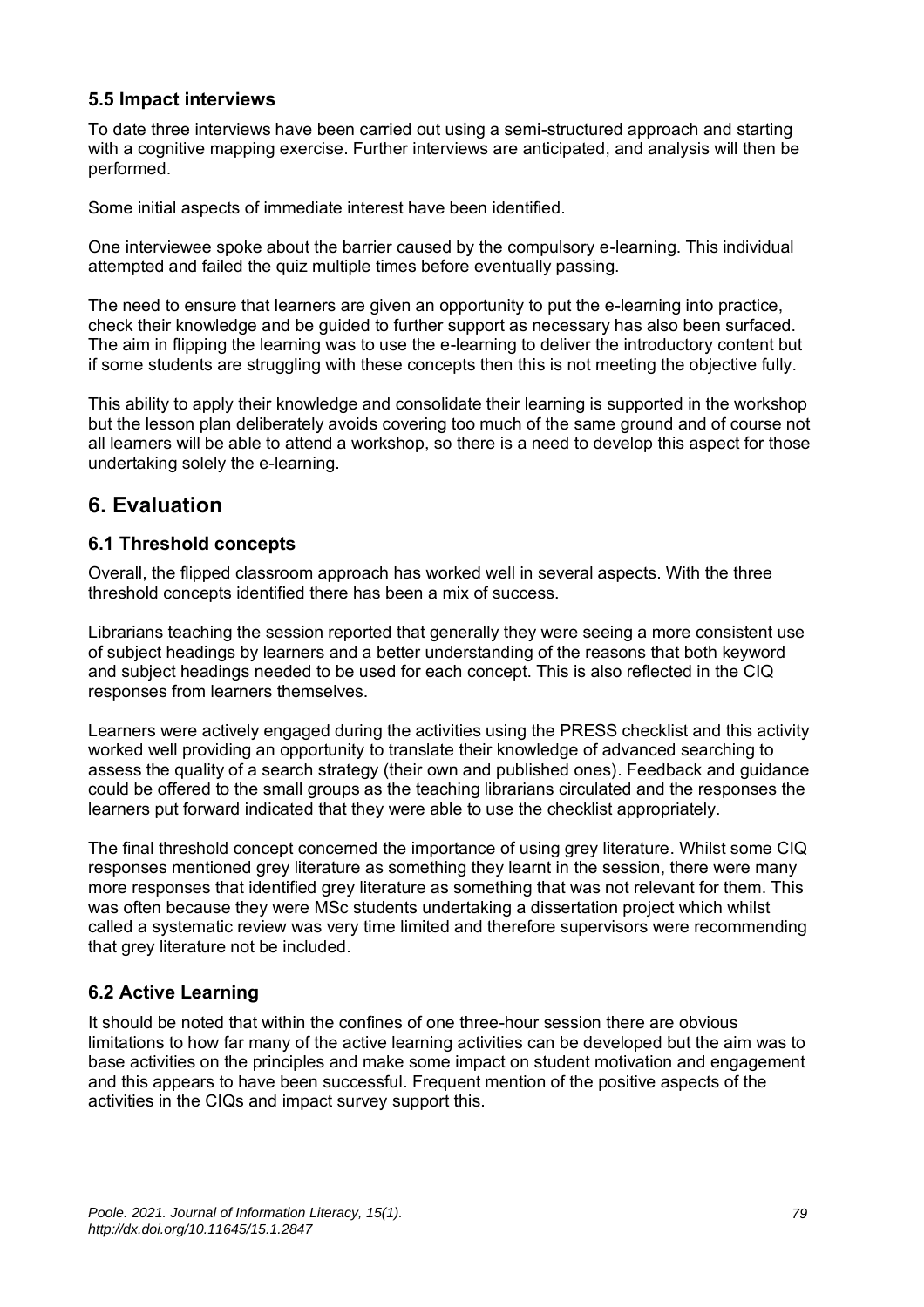### 5.5 Impact interviews

To date three interviews have been carried out using a semi-structured approach and starting with a cognitive mapping exercise. Further interviews are anticipated, and analysis will then be performed.

Some initial aspects of immediate interest have been identified.

One interviewee spoke about the barrier caused by the compulsory e-learning. This individual attempted and failed the quiz multiple times before eventually passing.

The need to ensure that learners are given an opportunity to put the e-learning into practice, check their knowledge and be guided to further support as necessary has also been surfaced. The aim in flipping the learning was to use the e-learning to deliver the introductory content but if some students are struggling with these concepts then this is not meeting the objective fully.

This ability to apply their knowledge and consolidate their learning is supported in the workshop but the lesson plan deliberately avoids covering too much of the same ground and of course not all learners will be able to attend a workshop, so there is a need to develop this aspect for those undertaking solely the e-learning.

## 6. Evaluation

### 6.1 Threshold concepts

Overall, the flipped classroom approach has worked well in several aspects. With the three threshold concepts identified there has been a mix of success.

Librarians teaching the session reported that generally they were seeing a more consistent use of subject headings by learners and a better understanding of the reasons that both keyword and subject headings needed to be used for each concept. This is also reflected in the CIQ responses from learners themselves.

Learners were actively engaged during the activities using the PRESS checklist and this activity worked well providing an opportunity to translate their knowledge of advanced searching to assess the quality of a search strategy (their own and published ones). Feedback and guidance could be offered to the small groups as the teaching librarians circulated and the responses the learners put forward indicated that they were able to use the checklist appropriately.

The final threshold concept concerned the importance of using grey literature. Whilst some CIQ responses mentioned grey literature as something they learnt in the session, there were many more responses that identified grey literature as something that was not relevant for them. This was often because they were MSc students undertaking a dissertation project which whilst called a systematic review was very time limited and therefore supervisors were recommending that grey literature not be included.

### 6.2 Active Learning

It should be noted that within the confines of one three-hour session there are obvious limitations to how far many of the active learning activities can be developed but the aim was to base activities on the principles and make some impact on student motivation and engagement and this appears to have been successful. Frequent mention of the positive aspects of the activities in the CIQs and impact survey support this.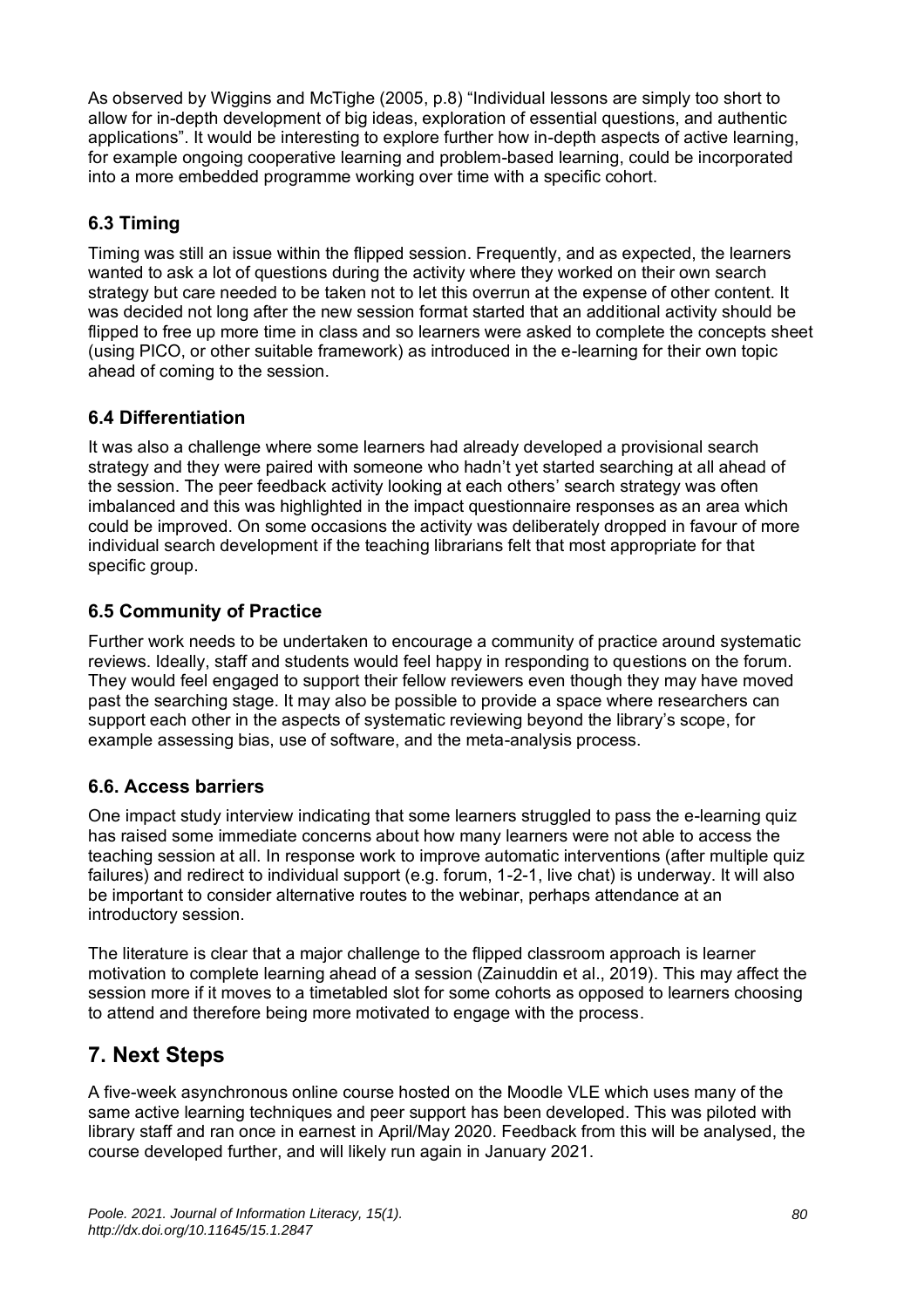As observed by Wiggins and McTighe (2005, p.8) "Individual lessons are simply too short to allow for in-depth development of big ideas, exploration of essential questions, and authentic applications". It would be interesting to explore further how in-depth aspects of active learning, for example ongoing cooperative learning and problem-based learning, could be incorporated into a more embedded programme working over time with a specific cohort.

### 6.3 Timing

Timing was still an issue within the flipped session. Frequently, and as expected, the learners wanted to ask a lot of questions during the activity where they worked on their own search strategy but care needed to be taken not to let this overrun at the expense of other content. It was decided not long after the new session format started that an additional activity should be flipped to free up more time in class and so learners were asked to complete the concepts sheet (using PICO, or other suitable framework) as introduced in the e-learning for their own topic ahead of coming to the session.

### 6.4 Differentiation

It was also a challenge where some learners had already developed a provisional search strategy and they were paired with someone who hadn't yet started searching at all ahead of the session. The peer feedback activity looking at each others' search strategy was often imbalanced and this was highlighted in the impact questionnaire responses as an area which could be improved. On some occasions the activity was deliberately dropped in favour of more individual search development if the teaching librarians felt that most appropriate for that specific group.

### 6.5 Community of Practice

Further work needs to be undertaken to encourage a community of practice around systematic reviews. Ideally, staff and students would feel happy in responding to questions on the forum. They would feel engaged to support their fellow reviewers even though they may have moved past the searching stage. It may also be possible to provide a space where researchers can support each other in the aspects of systematic reviewing beyond the library's scope, for example assessing bias, use of software, and the meta-analysis process.

### 6.6. Access barriers

One impact study interview indicating that some learners struggled to pass the e-learning quiz has raised some immediate concerns about how many learners were not able to access the teaching session at all. In response work to improve automatic interventions (after multiple quiz failures) and redirect to individual support (e.g. forum, 1-2-1, live chat) is underway. It will also be important to consider alternative routes to the webinar, perhaps attendance at an introductory session.

The literature is clear that a major challenge to the flipped classroom approach is learner motivation to complete learning ahead of a session (Zainuddin et al., 2019). This may affect the session more if it moves to a timetabled slot for some cohorts as opposed to learners choosing to attend and therefore being more motivated to engage with the process.

## 7. Next Steps

A five-week asynchronous online course hosted on the Moodle VLE which uses many of the same active learning techniques and peer support has been developed. This was piloted with library staff and ran once in earnest in April/May 2020. Feedback from this will be analysed, the course developed further, and will likely run again in January 2021.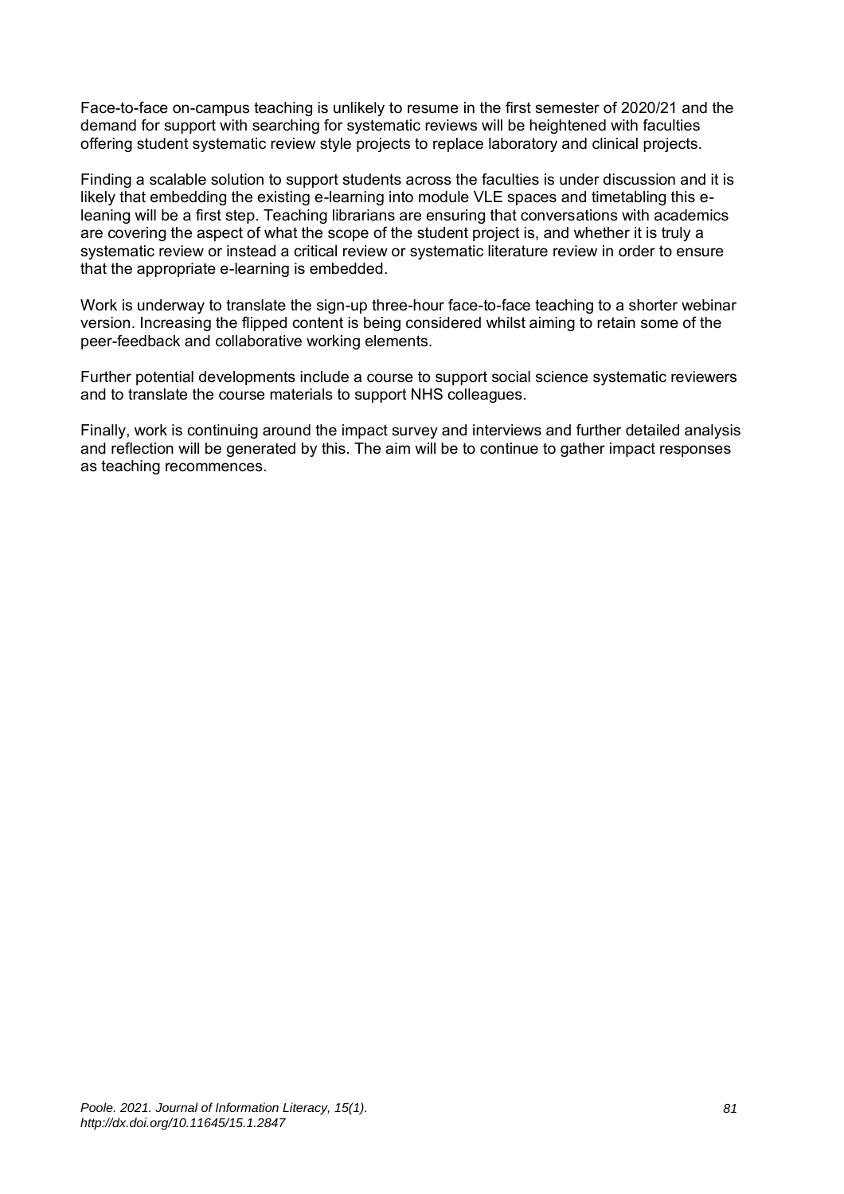Face-to-face on-campus teaching is unlikely to resume in the first semester of 2020/21 and the demand for support with searching for systematic reviews will be heightened with faculties offering student systematic review style projects to replace laboratory and clinical projects.

Finding a scalable solution to support students across the faculties is under discussion and it is likely that embedding the existing e-learning into module VLE spaces and timetabling this e-leaning will be a first step. Teaching librarians are ensuring that conversations with academics are covering the aspect of what the scope of the student project is, and whether it is truly a systematic review or instead a critical review or systematic literature review in order to ensure that the appropriate e-learning is embedded.

Work is underway to translate the sign-up three-hour face-to-face teaching to a shorter webinar version. Increasing the flipped content is being considered whilst aiming to retain some of the peer-feedback and collaborative working elements.

Further potential developments include a course to support social science systematic reviewers and to translate the course materials to support NHS colleagues.

Finally, work is continuing around the impact survey and interviews and further detailed analysis and reflection will be generated by this. The aim will be to continue to gather impact responses as teaching recommences.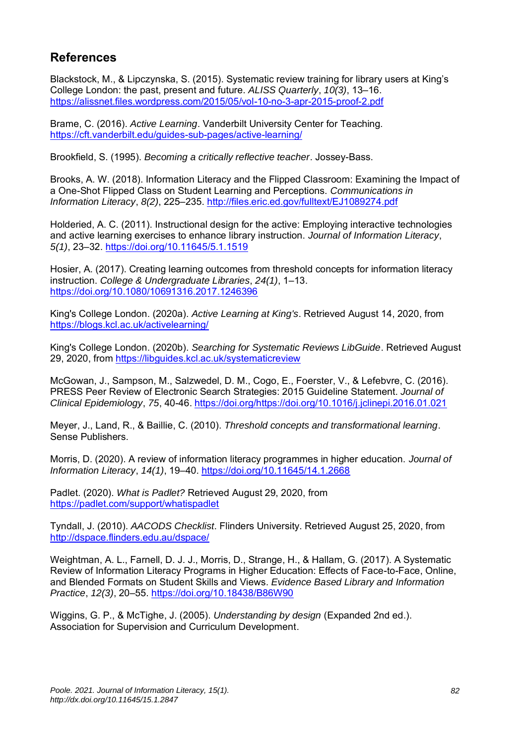## References

Blackstock, M., & Lipczynska, S. (2015). Systematic review training for library users at King's College London: the past, present and future. *ALISS Quarterly*, *10(3)*, 13–16. https://alissnet.files.wordpress.com/2015/05/vol-10-no-3-apr-2015-proof-2.pdf

Brame, C. (2016). *Active Learning*. Vanderbilt University Center for Teaching. https://cft.vanderbilt.edu/guides-sub-pages/active-learning/

Brookfield, S. (1995). *Becoming a critically reflective teacher*. Jossey-Bass.

Brooks, A. W. (2018). Information Literacy and the Flipped Classroom: Examining the Impact of a One-Shot Flipped Class on Student Learning and Perceptions. *Communications in Information Literacy*, *8(2)*, 225–235. http://files.eric.ed.gov/fulltext/EJ1089274.pdf

Holderied, A. C. (2011). Instructional design for the active: Employing interactive technologies and active learning exercises to enhance library instruction. *Journal of Information Literacy*, *5(1)*, 23–32. https://doi.org/10.11645/5.1.1519

Hosier, A. (2017). Creating learning outcomes from threshold concepts for information literacy instruction. *College & Undergraduate Libraries*, *24(1)*, 1–13. https://doi.org/10.1080/10691316.2017.1246396

King's College London. (2020a). *Active Learning at King's*. Retrieved August 14, 2020, from https://blogs.kcl.ac.uk/activelearning/

King's College London. (2020b). *Searching for Systematic Reviews LibGuide*. Retrieved August 29, 2020, from https://libguides.kcl.ac.uk/systematicreview

McGowan, J., Sampson, M., Salzwedel, D. M., Cogo, E., Foerster, V., & Lefebvre, C. (2016). PRESS Peer Review of Electronic Search Strategies: 2015 Guideline Statement. *Journal of Clinical Epidemiology*, *75*, 40-46. https://doi.org/https://doi.org/10.1016/j.jclinepi.2016.01.021

Meyer, J., Land, R., & Baillie, C. (2010). *Threshold concepts and transformational learning*. Sense Publishers.

Morris, D. (2020). A review of information literacy programmes in higher education. *Journal of Information Literacy*, *14(1)*, 19–40. https://doi.org/10.11645/14.1.2668

Padlet. (2020). *What is Padlet?* Retrieved August 29, 2020, from https://padlet.com/support/whatispadlet

Tyndall, J. (2010). *AACODS Checklist*. Flinders University. Retrieved August 25, 2020, from http://dspace.flinders.edu.au/dspace/

Weightman, A. L., Farnell, D. J. J., Morris, D., Strange, H., & Hallam, G. (2017). A Systematic Review of Information Literacy Programs in Higher Education: Effects of Face-to-Face, Online, and Blended Formats on Student Skills and Views. *Evidence Based Library and Information Practice*, *12(3)*, 20–55. https://doi.org/10.18438/B86W90

Wiggins, G. P., & McTighe, J. (2005). *Understanding by design* (Expanded 2nd ed.). Association for Supervision and Curriculum Development.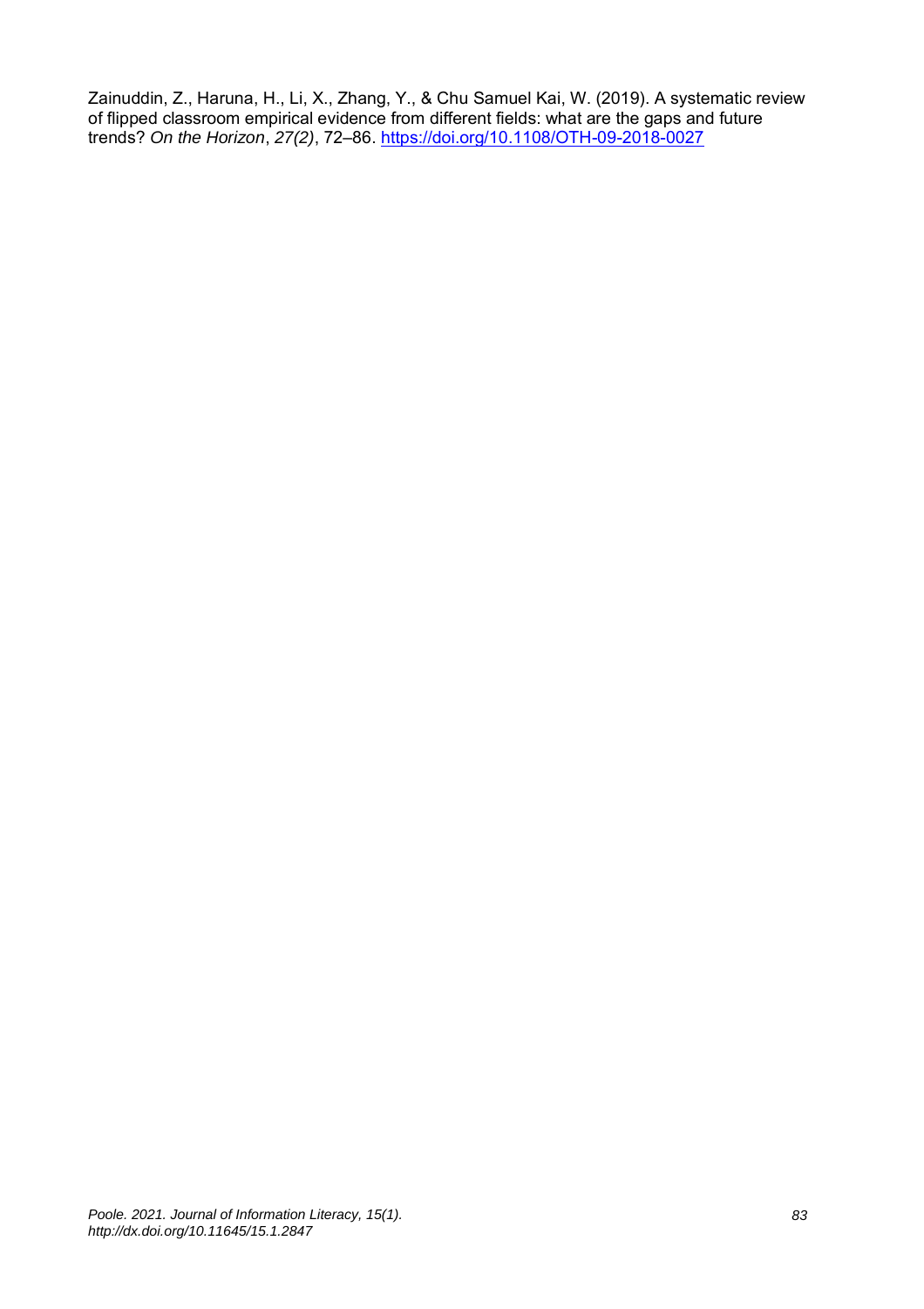Zainuddin, Z., Haruna, H., Li, X., Zhang, Y., & Chu Samuel Kai, W. (2019). A systematic review of flipped classroom empirical evidence from different fields: what are the gaps and future trends? *On the Horizon*, *27(2)*, 72–86. https://doi.org/10.1108/OTH-09-2018-0027